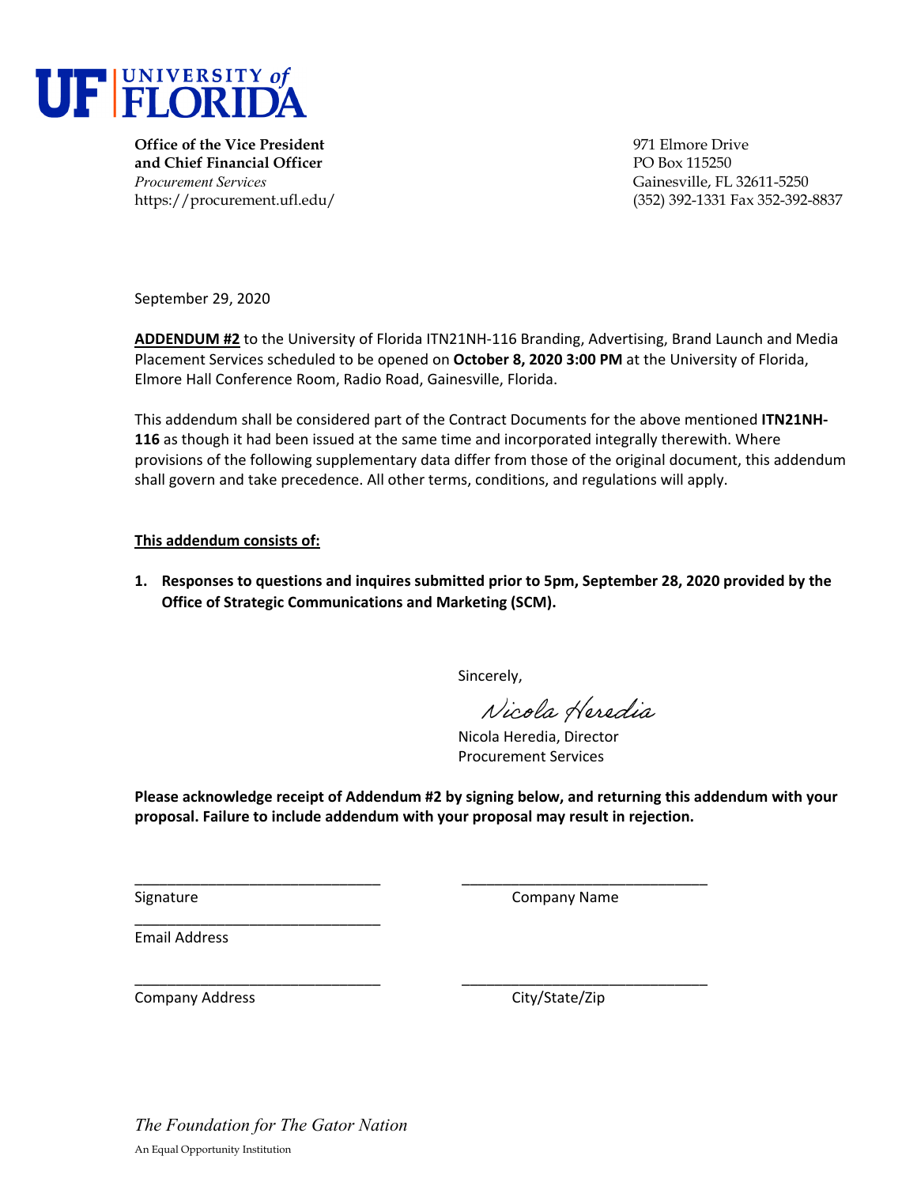# UF | UNIVERSITY of FLORIDA

**Office of the Vice President and Chief Financial Officer**
*Procurement Services*
https://procurement.ufl.edu/

971 Elmore Drive
PO Box 115250
Gainesville, FL 32611-5250
(352) 392-1331 Fax 352-392-8837

September 29, 2020

**ADDENDUM #2** to the University of Florida ITN21NH-116 Branding, Advertising, Brand Launch and Media Placement Services scheduled to be opened on **October 8, 2020 3:00 PM** at the University of Florida, Elmore Hall Conference Room, Radio Road, Gainesville, Florida.

This addendum shall be considered part of the Contract Documents for the above mentioned **ITN21NH-116** as though it had been issued at the same time and incorporated integrally therewith. Where provisions of the following supplementary data differ from those of the original document, this addendum shall govern and take precedence. All other terms, conditions, and regulations will apply.

**This addendum consists of:**

1. **Responses to questions and inquires submitted prior to 5pm, September 28, 2020 provided by the Office of Strategic Communications and Marketing (SCM).**

Sincerely,

*Nicola Heredia*

Nicola Heredia, Director
Procurement Services

**Please acknowledge receipt of Addendum #2 by signing below, and returning this addendum with your proposal. Failure to include addendum with your proposal may result in rejection.**

______________________________ ______________________________
Signature Company Name

______________________________
Email Address

______________________________ ______________________________
Company Address City/State/Zip

*The Foundation for The Gator Nation*

An Equal Opportunity Institution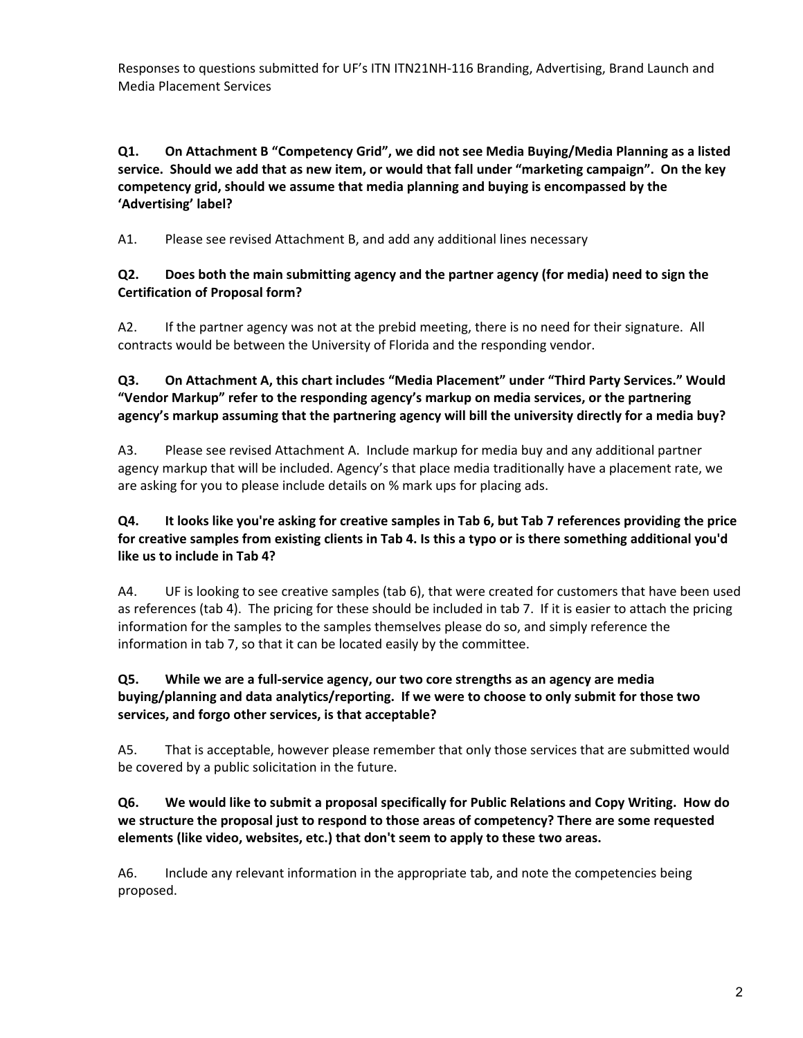Responses to questions submitted for UF's ITN ITN21NH-116 Branding, Advertising, Brand Launch and Media Placement Services

**Q1. On Attachment B "Competency Grid", we did not see Media Buying/Media Planning as a listed service. Should we add that as new item, or would that fall under "marketing campaign". On the key competency grid, should we assume that media planning and buying is encompassed by the 'Advertising' label?**

A1. Please see revised Attachment B, and add any additional lines necessary

**Q2. Does both the main submitting agency and the partner agency (for media) need to sign the Certification of Proposal form?**

A2. If the partner agency was not at the prebid meeting, there is no need for their signature. All contracts would be between the University of Florida and the responding vendor.

**Q3. On Attachment A, this chart includes "Media Placement" under "Third Party Services." Would "Vendor Markup" refer to the responding agency's markup on media services, or the partnering agency's markup assuming that the partnering agency will bill the university directly for a media buy?**

A3. Please see revised Attachment A. Include markup for media buy and any additional partner agency markup that will be included. Agency's that place media traditionally have a placement rate, we are asking for you to please include details on % mark ups for placing ads.

**Q4. It looks like you're asking for creative samples in Tab 6, but Tab 7 references providing the price for creative samples from existing clients in Tab 4. Is this a typo or is there something additional you'd like us to include in Tab 4?**

A4. UF is looking to see creative samples (tab 6), that were created for customers that have been used as references (tab 4). The pricing for these should be included in tab 7. If it is easier to attach the pricing information for the samples to the samples themselves please do so, and simply reference the information in tab 7, so that it can be located easily by the committee.

**Q5. While we are a full-service agency, our two core strengths as an agency are media buying/planning and data analytics/reporting. If we were to choose to only submit for those two services, and forgo other services, is that acceptable?**

A5. That is acceptable, however please remember that only those services that are submitted would be covered by a public solicitation in the future.

**Q6. We would like to submit a proposal specifically for Public Relations and Copy Writing. How do we structure the proposal just to respond to those areas of competency? There are some requested elements (like video, websites, etc.) that don't seem to apply to these two areas.**

A6. Include any relevant information in the appropriate tab, and note the competencies being proposed.